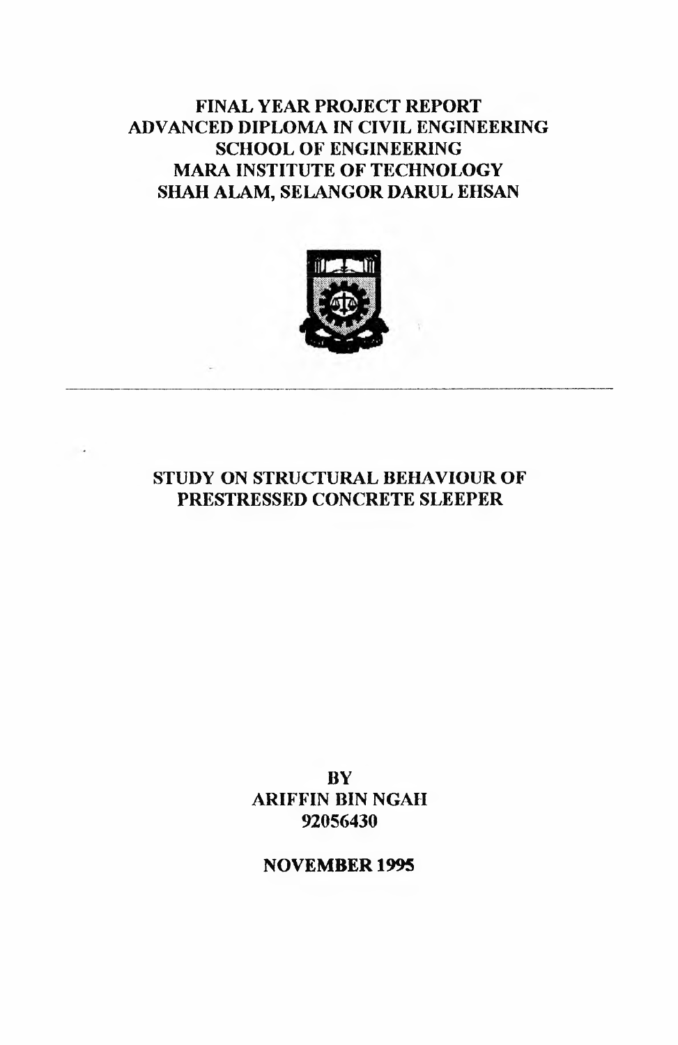**FINAL YEAR PROJECT REPORT**
**ADVANCED DIPLOMA IN CIVIL ENGINEERING**
**SCHOOL OF ENGINEERING**
**MARA INSTITUTE OF TECHNOLOGY**
**SHAH ALAM, SELANGOR DARUL EHSAN**

---

# STUDY ON STRUCTURAL BEHAVIOUR OF PRESTRESSED CONCRETE SLEEPER

**BY**
**ARIFFIN BIN NGAH**
**92056430**

**NOVEMBER 1995**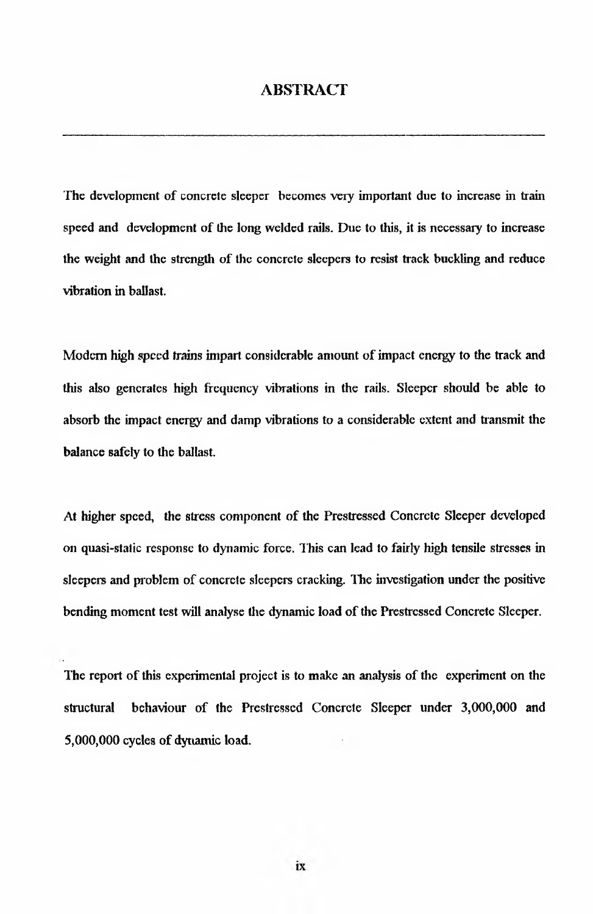# ABSTRACT

The development of concrete sleeper becomes very important due to increase in train speed and development of the long welded rails. Due to this, it is necessary to increase the weight and the strength of the concrete sleepers to resist track buckling and reduce vibration in ballast.

Modern high speed trains impart considerable amount of impact energy to the track and this also generates high frequency vibrations in the rails. Sleeper should be able to absorb the impact energy and damp vibrations to a considerable extent and transmit the balance safely to the ballast.

At higher speed, the stress component of the Prestressed Concrete Sleeper developed on quasi-static response to dynamic force. This can lead to fairly high tensile stresses in sleepers and problem of concrete sleepers cracking. The investigation under the positive bending moment test will analyse the dynamic load of the Prestressed Concrete Sleeper.

The report of this experimental project is to make an analysis of the experiment on the structural behaviour of the Prestressed Concrete Sleeper under 3,000,000 and 5,000,000 cycles of dynamic load.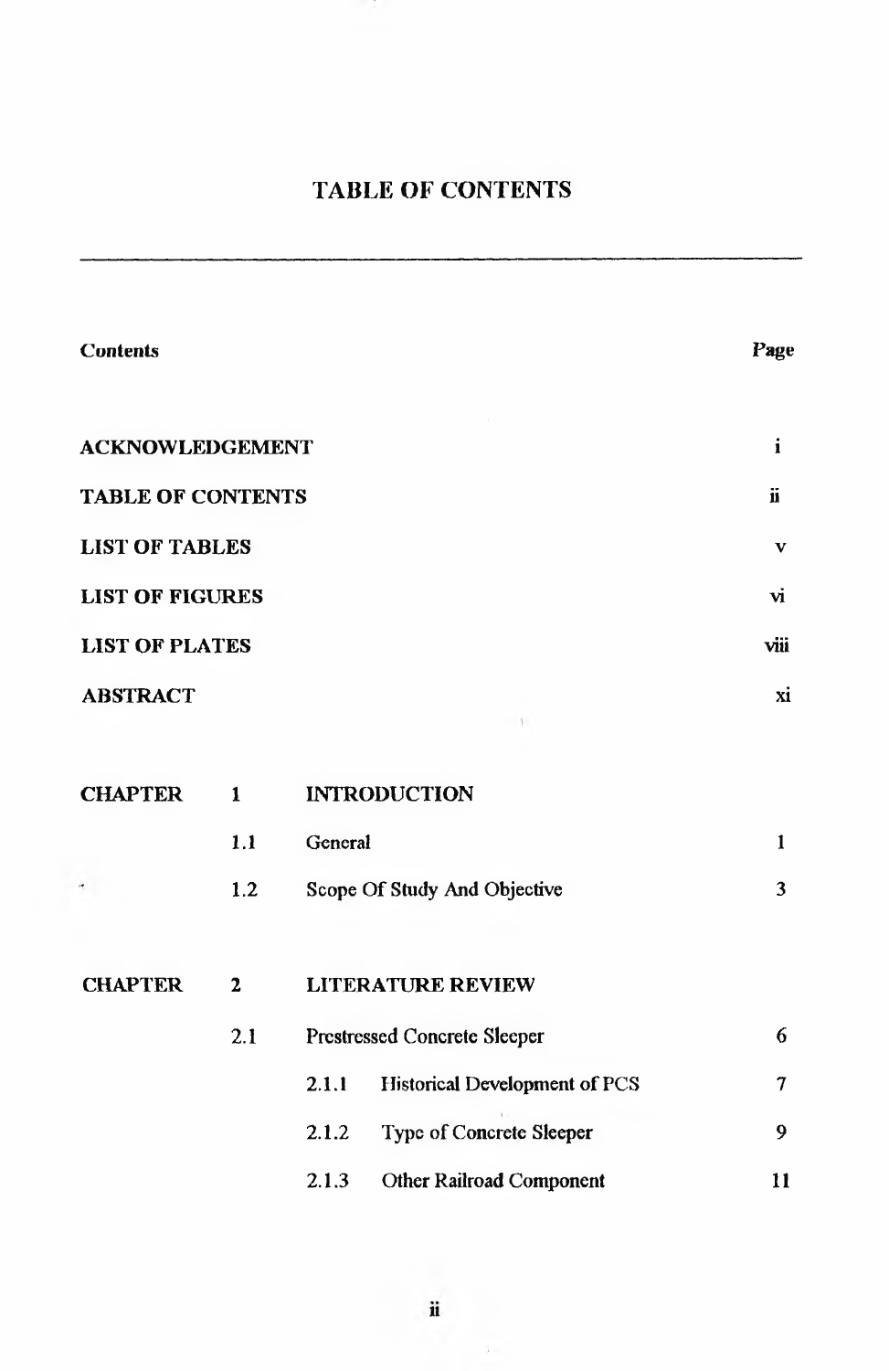# TABLE OF CONTENTS

| Contents | | | Page |
|---|---|---|---|
| **ACKNOWLEDGEMENT** | | | i |
| **TABLE OF CONTENTS** | | | ii |
| **LIST OF TABLES** | | | v |
| **LIST OF FIGURES** | | | vi |
| **LIST OF PLATES** | | | viii |
| **ABSTRACT** | | | xi |
| **CHAPTER** | **1** | **INTRODUCTION** | |
| | 1.1 | General | 1 |
| | 1.2 | Scope Of Study And Objective | 3 |
| **CHAPTER** | **2** | **LITERATURE REVIEW** | |
| | 2.1 | Prestressed Concrete Sleeper | 6 |
| | | 2.1.1 Historical Development of PCS | 7 |
| | | 2.1.2 Type of Concrete Sleeper | 9 |
| | | 2.1.3 Other Railroad Component | 11 |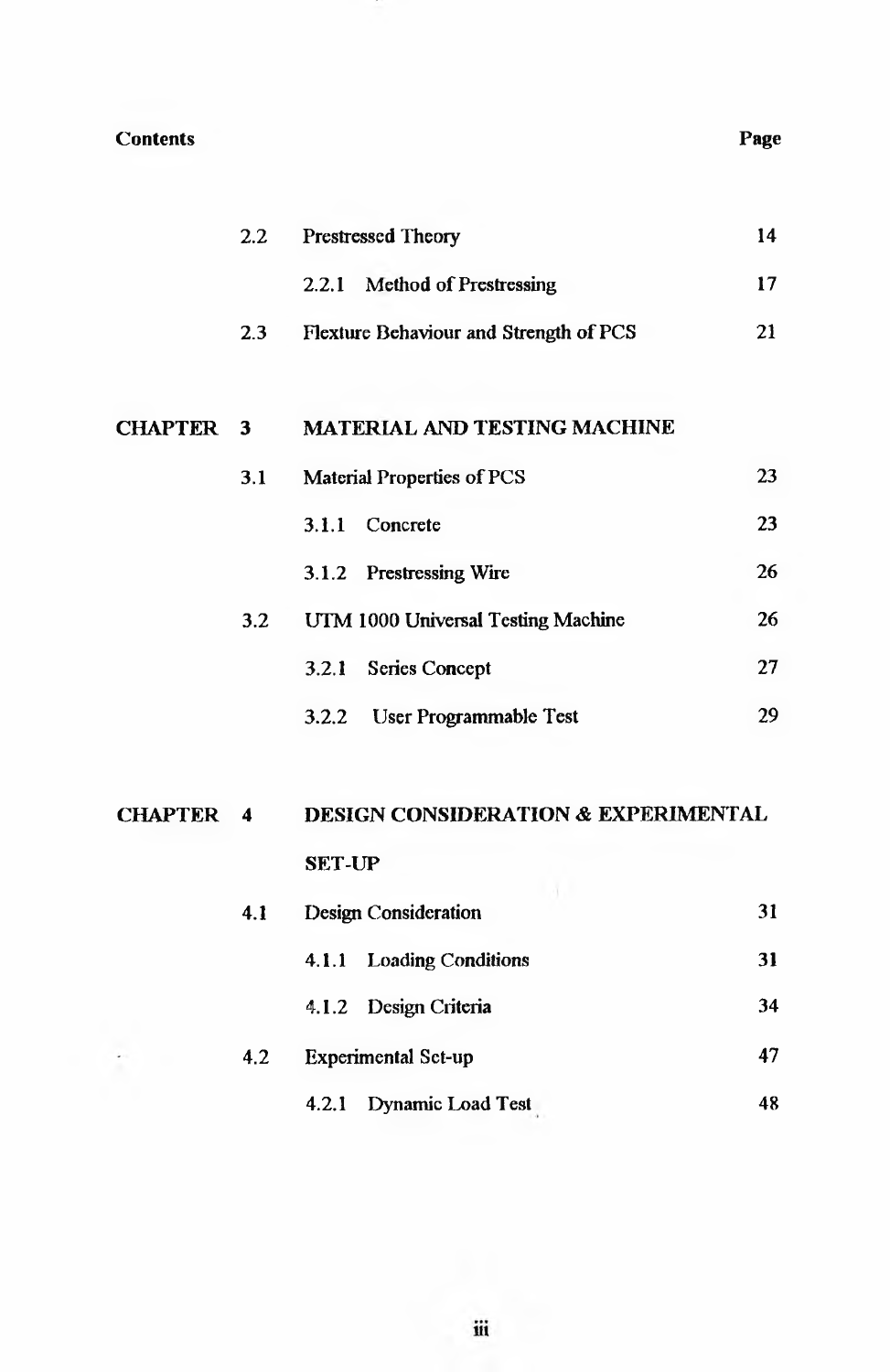| Contents | | | Page |
|---|---|---|---|
| | 2.2 | Prestressed Theory | 14 |
| | | 2.2.1 Method of Prestressing | 17 |
| | 2.3 | Flexture Behaviour and Strength of PCS | 21 |
| CHAPTER | 3 | MATERIAL AND TESTING MACHINE | |
| | 3.1 | Material Properties of PCS | 23 |
| | | 3.1.1 Concrete | 23 |
| | | 3.1.2 Prestressing Wire | 26 |
| | 3.2 | UTM 1000 Universal Testing Machine | 26 |
| | | 3.2.1 Series Concept | 27 |
| | | 3.2.2 User Programmable Test | 29 |
| CHAPTER | 4 | DESIGN CONSIDERATION & EXPERIMENTAL SET-UP | |
| | 4.1 | Design Consideration | 31 |
| | | 4.1.1 Loading Conditions | 31 |
| | | 4.1.2 Design Criteria | 34 |
| | 4.2 | Experimental Set-up | 47 |
| | | 4.2.1 Dynamic Load Test | 48 |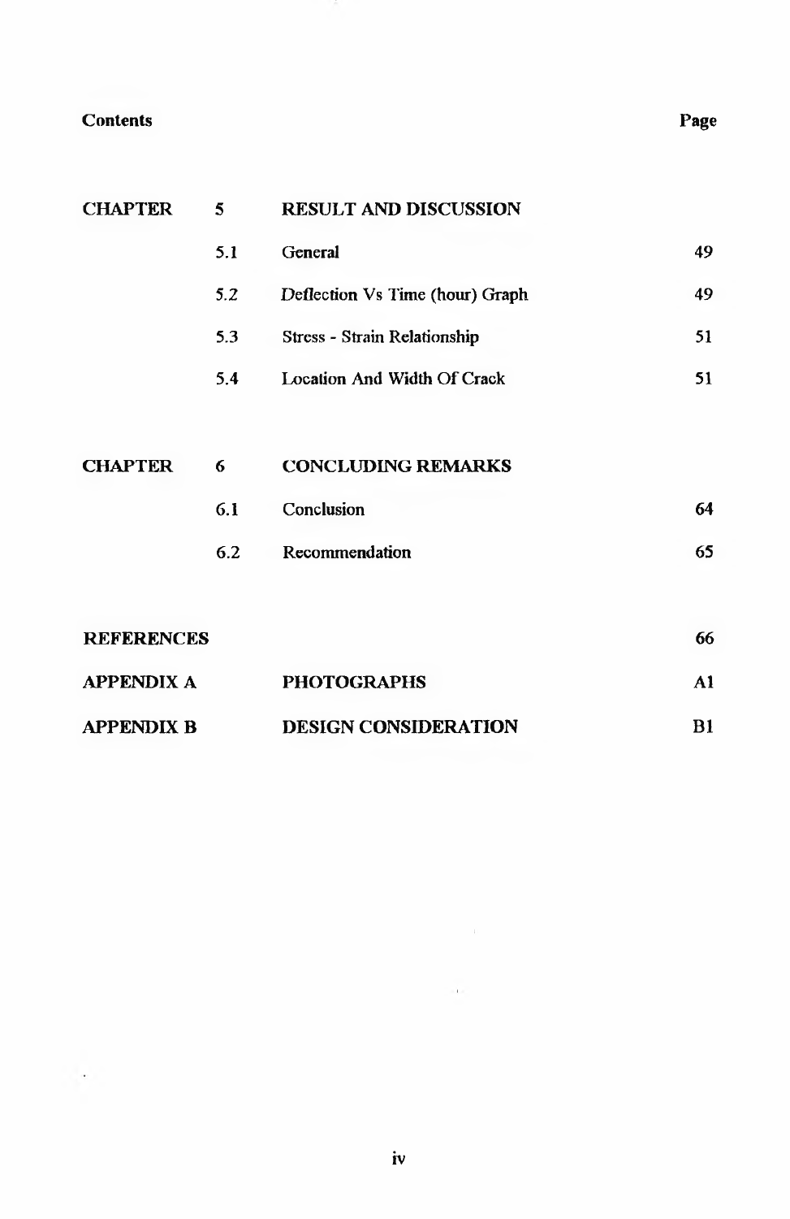**Contents** **Page**

| | | | |
|---|---|---|---|
| **CHAPTER** | **5** | **RESULT AND DISCUSSION** | |
| | 5.1 | General | 49 |
| | 5.2 | Deflection Vs Time (hour) Graph | 49 |
| | 5.3 | Stress - Strain Relationship | 51 |
| | 5.4 | Location And Width Of Crack | 51 |
| **CHAPTER** | **6** | **CONCLUDING REMARKS** | |
| | 6.1 | Conclusion | 64 |
| | 6.2 | Recommendation | 65 |
| **REFERENCES** | | | 66 |
| **APPENDIX A** | | **PHOTOGRAPHS** | A1 |
| **APPENDIX B** | | **DESIGN CONSIDERATION** | B1 |